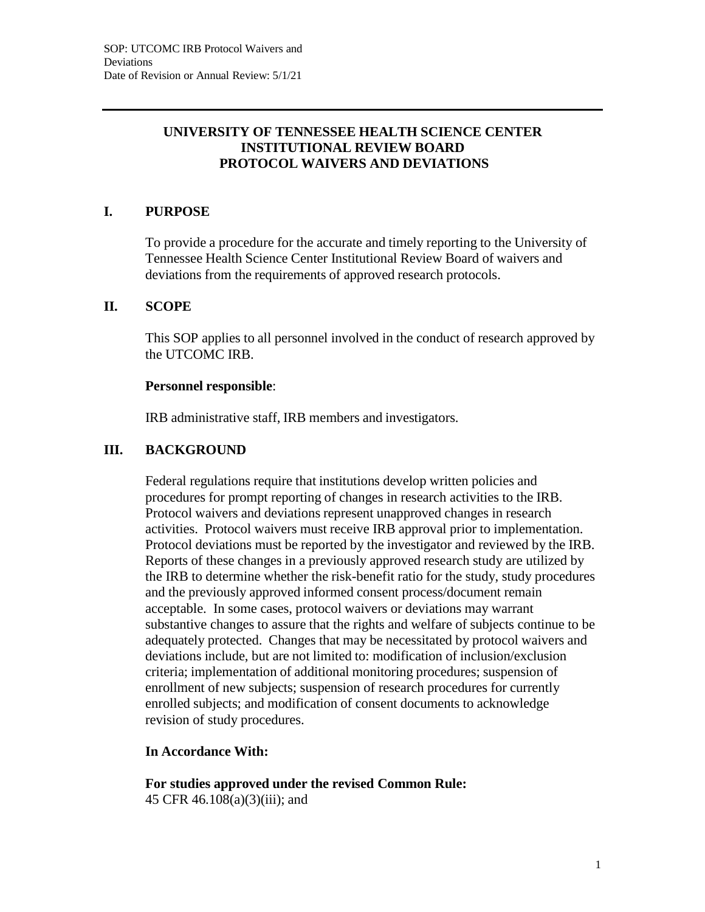# UNIVERSITY OF TENNESSEE HEALTH SCIENCE CENTER INSTITUTIONAL REVIEW BOARD PROTOCOL WAIVERS AND DEVIATIONS

## I. PURPOSE

To provide a procedure for the accurate and timely reporting to the University of Tennessee Health Science Center Institutional Review Board of waivers and deviations from the requirements of approved research protocols.

## II. SCOPE

This SOP applies to all personnel involved in the conduct of research approved by the UTCOMC IRB.

**Personnel responsible**:

IRB administrative staff, IRB members and investigators.

## III. BACKGROUND

Federal regulations require that institutions develop written policies and procedures for prompt reporting of changes in research activities to the IRB. Protocol waivers and deviations represent unapproved changes in research activities. Protocol waivers must receive IRB approval prior to implementation. Protocol deviations must be reported by the investigator and reviewed by the IRB. Reports of these changes in a previously approved research study are utilized by the IRB to determine whether the risk-benefit ratio for the study, study procedures and the previously approved informed consent process/document remain acceptable. In some cases, protocol waivers or deviations may warrant substantive changes to assure that the rights and welfare of subjects continue to be adequately protected. Changes that may be necessitated by protocol waivers and deviations include, but are not limited to: modification of inclusion/exclusion criteria; implementation of additional monitoring procedures; suspension of enrollment of new subjects; suspension of research procedures for currently enrolled subjects; and modification of consent documents to acknowledge revision of study procedures.

**In Accordance With:**

**For studies approved under the revised Common Rule:**
45 CFR 46.108(a)(3)(iii); and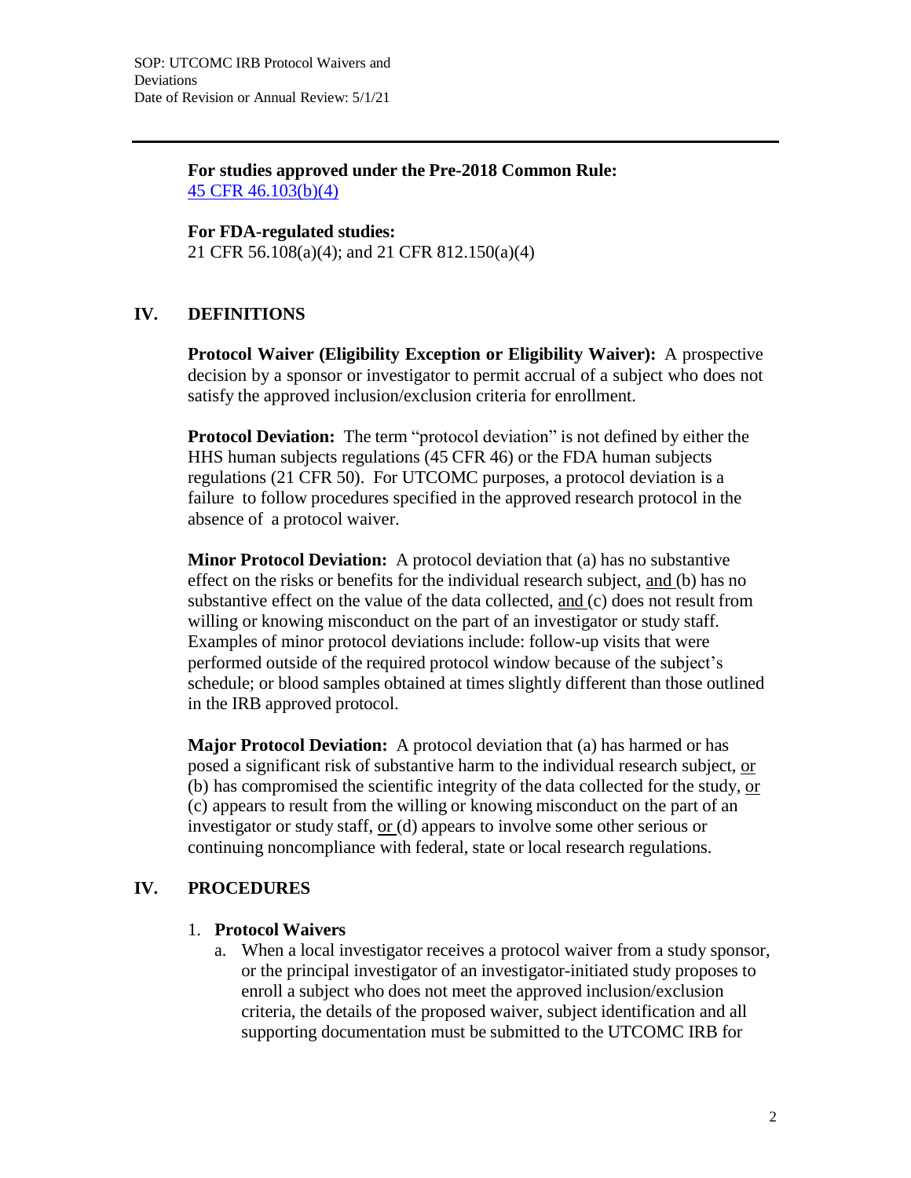**For studies approved under the Pre-2018 Common Rule:**
[45 CFR 46.103(b)(4)](45 CFR 46.103(b)(4))

**For FDA-regulated studies:**
21 CFR 56.108(a)(4); and 21 CFR 812.150(a)(4)

## IV. DEFINITIONS

**Protocol Waiver (Eligibility Exception or Eligibility Waiver):** A prospective decision by a sponsor or investigator to permit accrual of a subject who does not satisfy the approved inclusion/exclusion criteria for enrollment.

**Protocol Deviation:** The term "protocol deviation" is not defined by either the HHS human subjects regulations (45 CFR 46) or the FDA human subjects regulations (21 CFR 50). For UTCOMC purposes, a protocol deviation is a failure to follow procedures specified in the approved research protocol in the absence of a protocol waiver.

**Minor Protocol Deviation:** A protocol deviation that (a) has no substantive effect on the risks or benefits for the individual research subject, <u>and</u> (b) has no substantive effect on the value of the data collected, <u>and</u> (c) does not result from willing or knowing misconduct on the part of an investigator or study staff. Examples of minor protocol deviations include: follow-up visits that were performed outside of the required protocol window because of the subject's schedule; or blood samples obtained at times slightly different than those outlined in the IRB approved protocol.

**Major Protocol Deviation:** A protocol deviation that (a) has harmed or has posed a significant risk of substantive harm to the individual research subject, <u>or</u> (b) has compromised the scientific integrity of the data collected for the study, <u>or</u> (c) appears to result from the willing or knowing misconduct on the part of an investigator or study staff, <u>or</u> (d) appears to involve some other serious or continuing noncompliance with federal, state or local research regulations.

## IV. PROCEDURES

1. **Protocol Waivers**
   a. When a local investigator receives a protocol waiver from a study sponsor, or the principal investigator of an investigator-initiated study proposes to enroll a subject who does not meet the approved inclusion/exclusion criteria, the details of the proposed waiver, subject identification and all supporting documentation must be submitted to the UTCOMC IRB for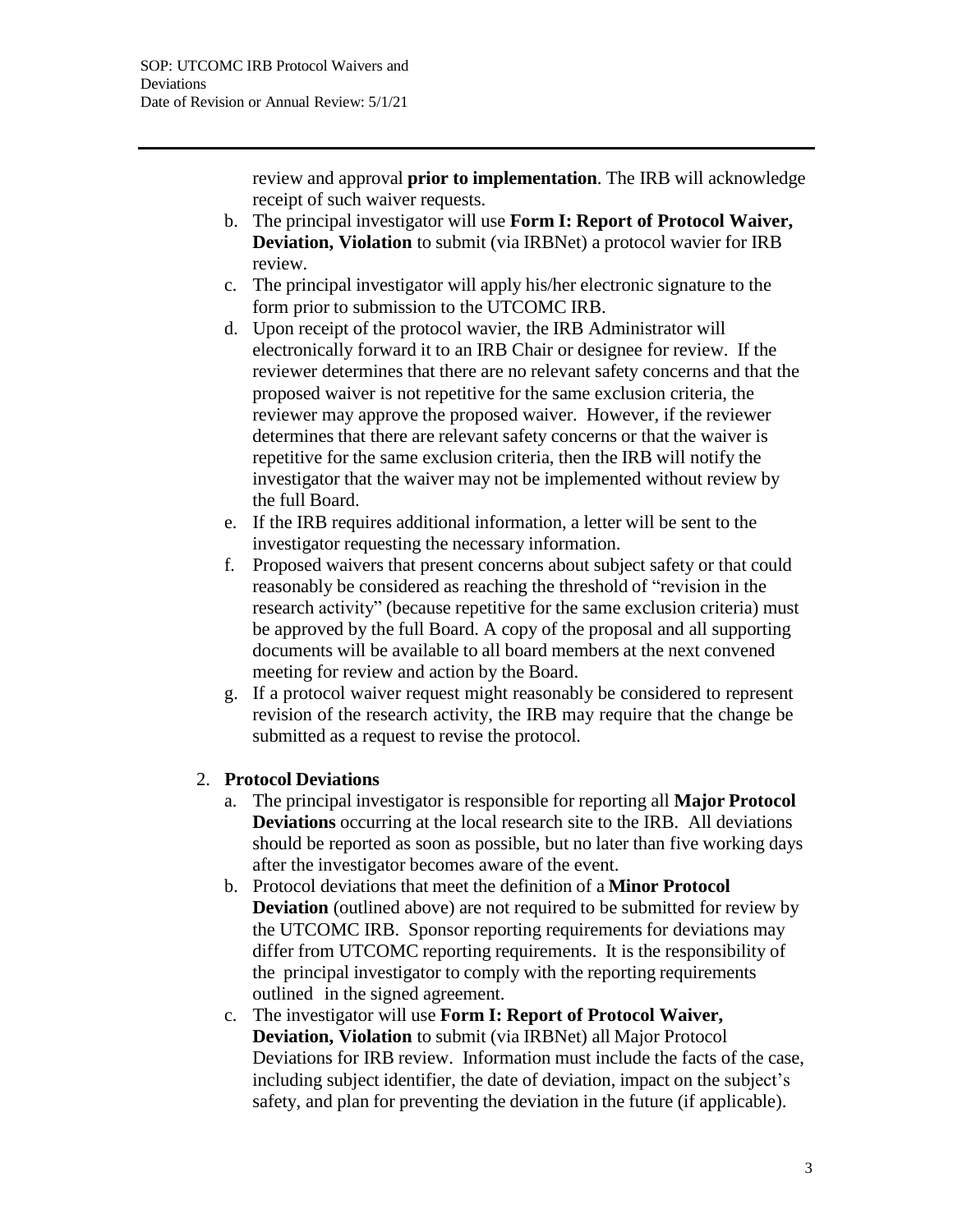review and approval **prior to implementation**. The IRB will acknowledge receipt of such waiver requests.

b. The principal investigator will use **Form I: Report of Protocol Waiver, Deviation, Violation** to submit (via IRBNet) a protocol wavier for IRB review.

c. The principal investigator will apply his/her electronic signature to the form prior to submission to the UTCOMC IRB.

d. Upon receipt of the protocol wavier, the IRB Administrator will electronically forward it to an IRB Chair or designee for review. If the reviewer determines that there are no relevant safety concerns and that the proposed waiver is not repetitive for the same exclusion criteria, the reviewer may approve the proposed waiver. However, if the reviewer determines that there are relevant safety concerns or that the waiver is repetitive for the same exclusion criteria, then the IRB will notify the investigator that the waiver may not be implemented without review by the full Board.

e. If the IRB requires additional information, a letter will be sent to the investigator requesting the necessary information.

f. Proposed waivers that present concerns about subject safety or that could reasonably be considered as reaching the threshold of "revision in the research activity" (because repetitive for the same exclusion criteria) must be approved by the full Board. A copy of the proposal and all supporting documents will be available to all board members at the next convened meeting for review and action by the Board.

g. If a protocol waiver request might reasonably be considered to represent revision of the research activity, the IRB may require that the change be submitted as a request to revise the protocol.

2. **Protocol Deviations**

   a. The principal investigator is responsible for reporting all **Major Protocol Deviations** occurring at the local research site to the IRB. All deviations should be reported as soon as possible, but no later than five working days after the investigator becomes aware of the event.

   b. Protocol deviations that meet the definition of a **Minor Protocol Deviation** (outlined above) are not required to be submitted for review by the UTCOMC IRB. Sponsor reporting requirements for deviations may differ from UTCOMC reporting requirements. It is the responsibility of the principal investigator to comply with the reporting requirements outlined in the signed agreement.

   c. The investigator will use **Form I: Report of Protocol Waiver, Deviation, Violation** to submit (via IRBNet) all Major Protocol Deviations for IRB review. Information must include the facts of the case, including subject identifier, the date of deviation, impact on the subject's safety, and plan for preventing the deviation in the future (if applicable).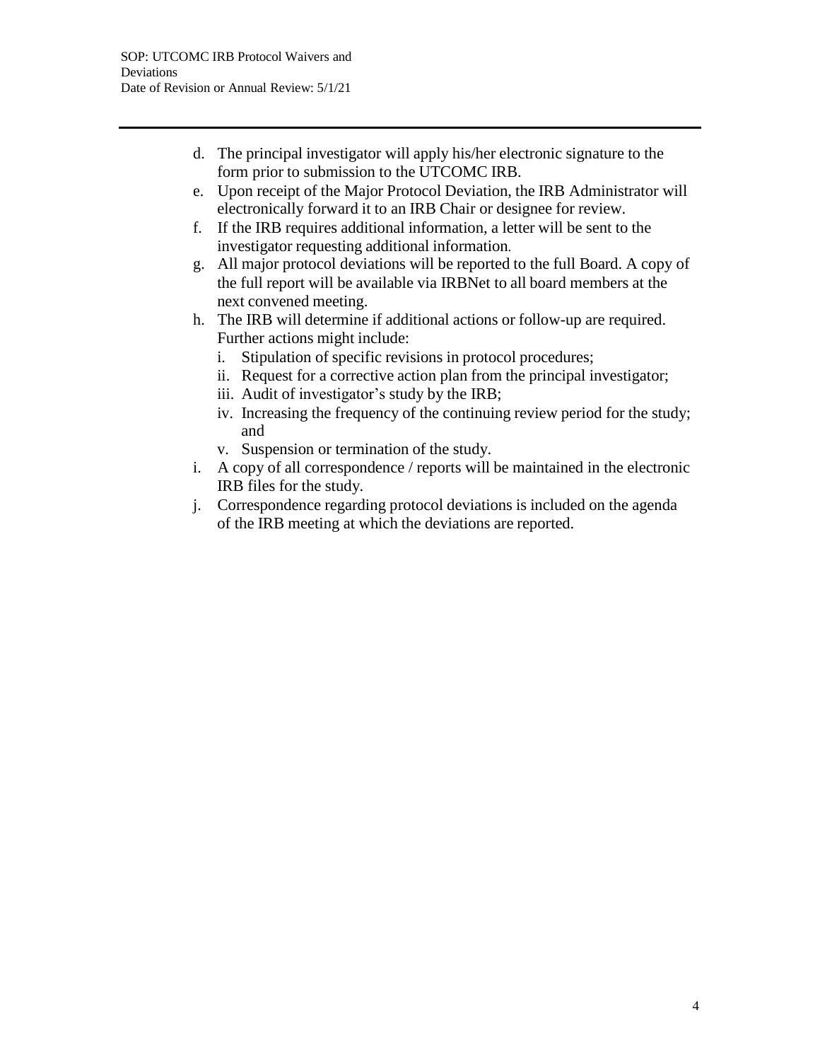d. The principal investigator will apply his/her electronic signature to the form prior to submission to the UTCOMC IRB.
e. Upon receipt of the Major Protocol Deviation, the IRB Administrator will electronically forward it to an IRB Chair or designee for review.
f. If the IRB requires additional information, a letter will be sent to the investigator requesting additional information.
g. All major protocol deviations will be reported to the full Board. A copy of the full report will be available via IRBNet to all board members at the next convened meeting.
h. The IRB will determine if additional actions or follow-up are required. Further actions might include:
    i. Stipulation of specific revisions in protocol procedures;
    ii. Request for a corrective action plan from the principal investigator;
    iii. Audit of investigator's study by the IRB;
    iv. Increasing the frequency of the continuing review period for the study; and
    v. Suspension or termination of the study.
i. A copy of all correspondence / reports will be maintained in the electronic IRB files for the study.
j. Correspondence regarding protocol deviations is included on the agenda of the IRB meeting at which the deviations are reported.